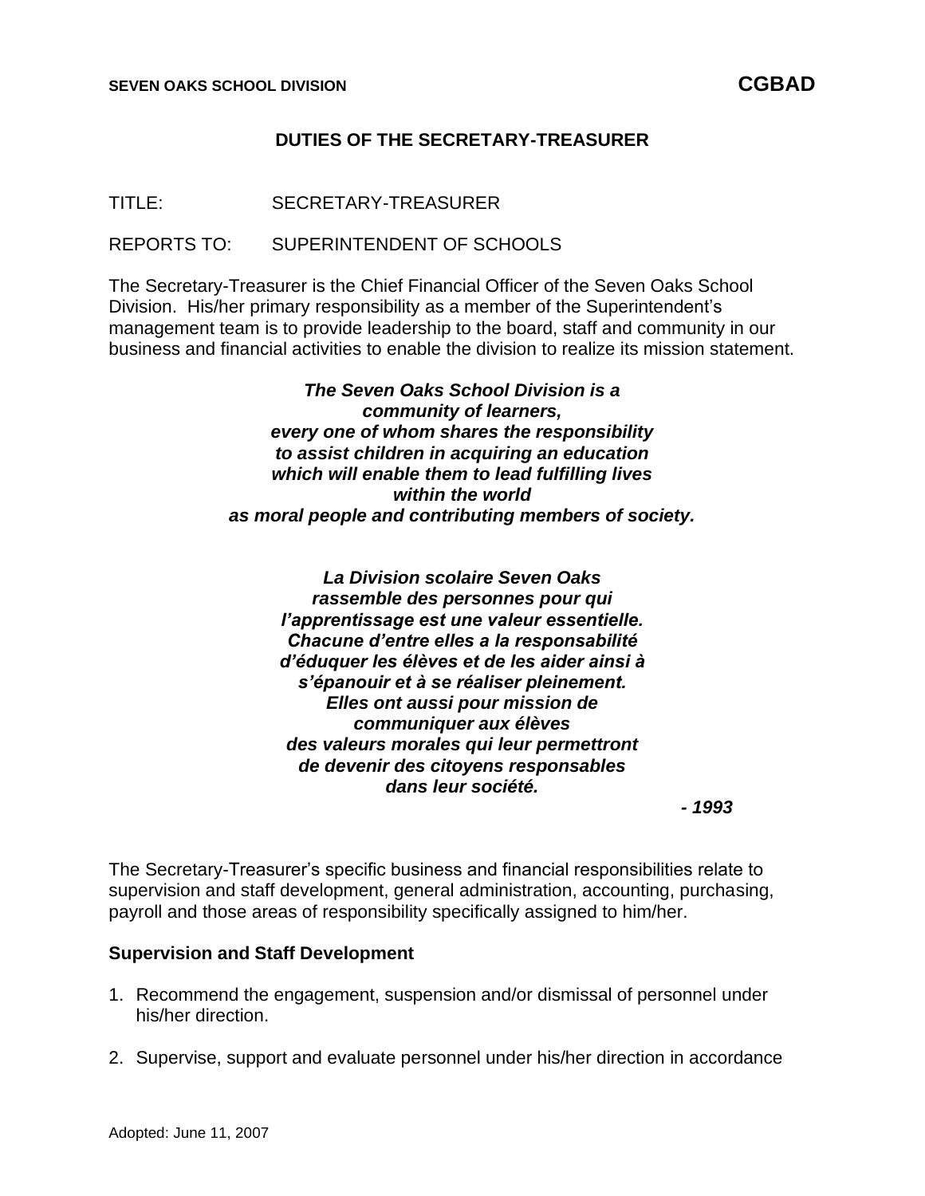**SEVEN OAKS SCHOOL DIVISION** **CGBAD**

# DUTIES OF THE SECRETARY-TREASURER

TITLE: SECRETARY-TREASURER

REPORTS TO: SUPERINTENDENT OF SCHOOLS

The Secretary-Treasurer is the Chief Financial Officer of the Seven Oaks School Division. His/her primary responsibility as a member of the Superintendent's management team is to provide leadership to the board, staff and community in our business and financial activities to enable the division to realize its mission statement.

***The Seven Oaks School Division is a community of learners, every one of whom shares the responsibility to assist children in acquiring an education which will enable them to lead fulfilling lives within the world as moral people and contributing members of society.***

***La Division scolaire Seven Oaks rassemble des personnes pour qui l'apprentissage est une valeur essentielle. Chacune d'entre elles a la responsabilité d'éduquer les élèves et de les aider ainsi à s'épanouir et à se réaliser pleinement. Elles ont aussi pour mission de communiquer aux élèves des valeurs morales qui leur permettront de devenir des citoyens responsables dans leur société.***

***- 1993***

The Secretary-Treasurer's specific business and financial responsibilities relate to supervision and staff development, general administration, accounting, purchasing, payroll and those areas of responsibility specifically assigned to him/her.

**Supervision and Staff Development**

1. Recommend the engagement, suspension and/or dismissal of personnel under his/her direction.

2. Supervise, support and evaluate personnel under his/her direction in accordance

Adopted: June 11, 2007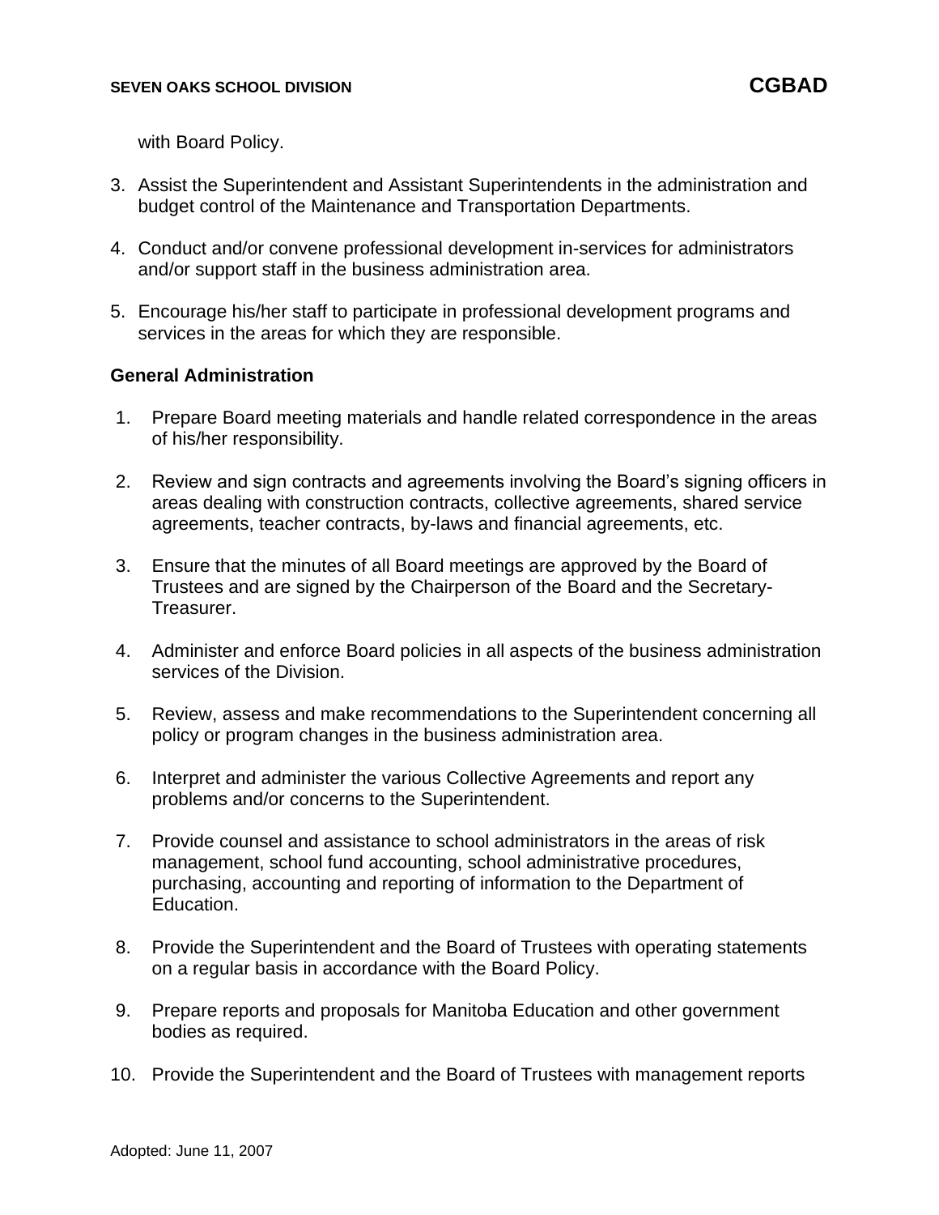with Board Policy.

3. Assist the Superintendent and Assistant Superintendents in the administration and budget control of the Maintenance and Transportation Departments.

4. Conduct and/or convene professional development in-services for administrators and/or support staff in the business administration area.

5. Encourage his/her staff to participate in professional development programs and services in the areas for which they are responsible.

**General Administration**

1. Prepare Board meeting materials and handle related correspondence in the areas of his/her responsibility.

2. Review and sign contracts and agreements involving the Board's signing officers in areas dealing with construction contracts, collective agreements, shared service agreements, teacher contracts, by-laws and financial agreements, etc.

3. Ensure that the minutes of all Board meetings are approved by the Board of Trustees and are signed by the Chairperson of the Board and the Secretary-Treasurer.

4. Administer and enforce Board policies in all aspects of the business administration services of the Division.

5. Review, assess and make recommendations to the Superintendent concerning all policy or program changes in the business administration area.

6. Interpret and administer the various Collective Agreements and report any problems and/or concerns to the Superintendent.

7. Provide counsel and assistance to school administrators in the areas of risk management, school fund accounting, school administrative procedures, purchasing, accounting and reporting of information to the Department of Education.

8. Provide the Superintendent and the Board of Trustees with operating statements on a regular basis in accordance with the Board Policy.

9. Prepare reports and proposals for Manitoba Education and other government bodies as required.

10. Provide the Superintendent and the Board of Trustees with management reports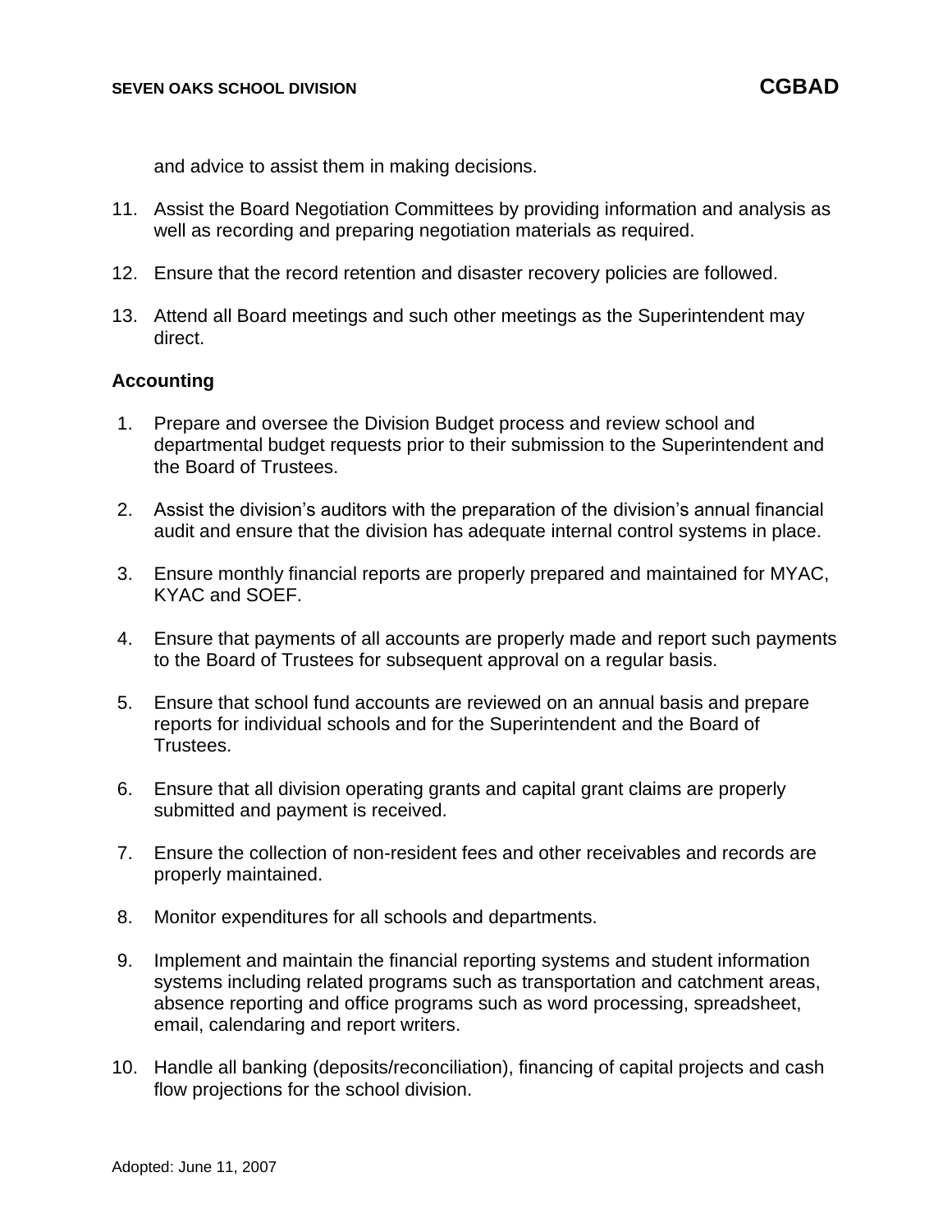and advice to assist them in making decisions.

11. Assist the Board Negotiation Committees by providing information and analysis as well as recording and preparing negotiation materials as required.

12. Ensure that the record retention and disaster recovery policies are followed.

13. Attend all Board meetings and such other meetings as the Superintendent may direct.

**Accounting**

1. Prepare and oversee the Division Budget process and review school and departmental budget requests prior to their submission to the Superintendent and the Board of Trustees.

2. Assist the division's auditors with the preparation of the division's annual financial audit and ensure that the division has adequate internal control systems in place.

3. Ensure monthly financial reports are properly prepared and maintained for MYAC, KYAC and SOEF.

4. Ensure that payments of all accounts are properly made and report such payments to the Board of Trustees for subsequent approval on a regular basis.

5. Ensure that school fund accounts are reviewed on an annual basis and prepare reports for individual schools and for the Superintendent and the Board of Trustees.

6. Ensure that all division operating grants and capital grant claims are properly submitted and payment is received.

7. Ensure the collection of non-resident fees and other receivables and records are properly maintained.

8. Monitor expenditures for all schools and departments.

9. Implement and maintain the financial reporting systems and student information systems including related programs such as transportation and catchment areas, absence reporting and office programs such as word processing, spreadsheet, email, calendaring and report writers.

10. Handle all banking (deposits/reconciliation), financing of capital projects and cash flow projections for the school division.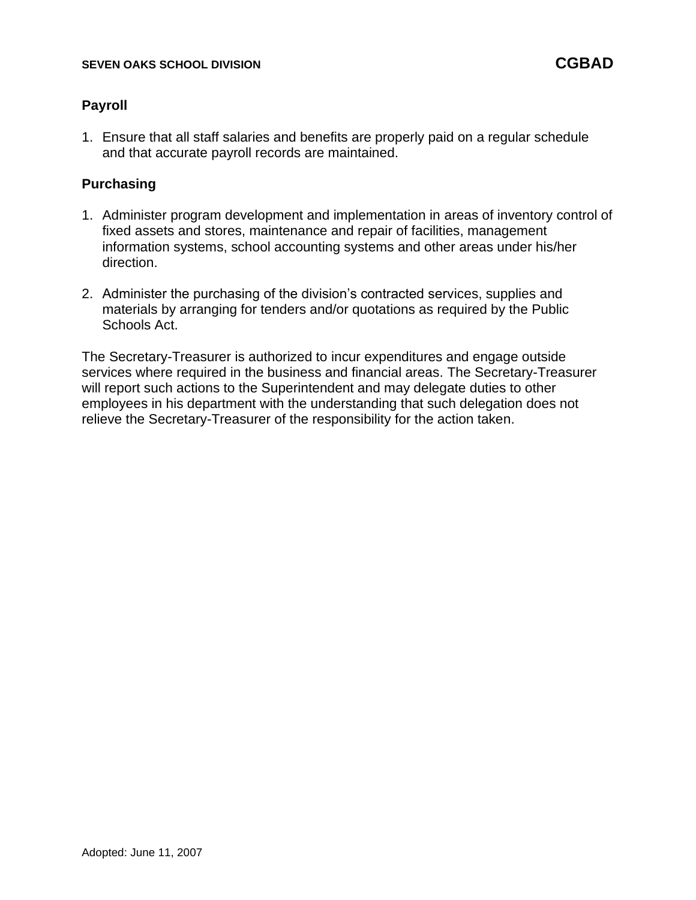## Payroll

1. Ensure that all staff salaries and benefits are properly paid on a regular schedule and that accurate payroll records are maintained.

## Purchasing

1. Administer program development and implementation in areas of inventory control of fixed assets and stores, maintenance and repair of facilities, management information systems, school accounting systems and other areas under his/her direction.

2. Administer the purchasing of the division's contracted services, supplies and materials by arranging for tenders and/or quotations as required by the Public Schools Act.

The Secretary-Treasurer is authorized to incur expenditures and engage outside services where required in the business and financial areas. The Secretary-Treasurer will report such actions to the Superintendent and may delegate duties to other employees in his department with the understanding that such delegation does not relieve the Secretary-Treasurer of the responsibility for the action taken.

Adopted: June 11, 2007